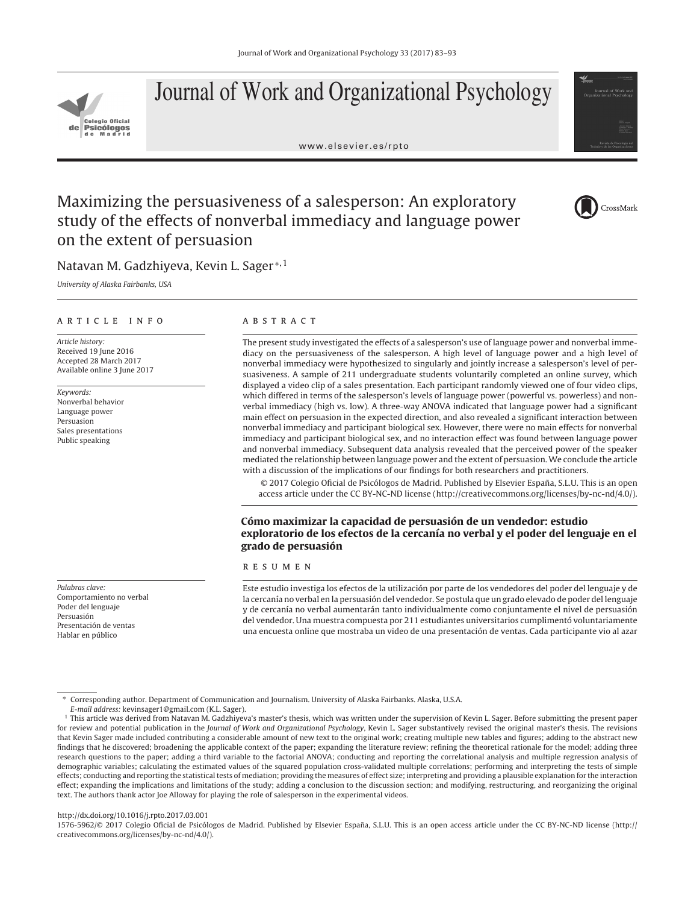# Maximizing the persuasiveness of a salesperson: An exploratory study of the effects of nonverbal immediacy and language power on the extent of persuasion

Natavan M. Gadzhiyeva, Kevin L. Sager [*,1]

*University of Alaska Fairbanks, USA*

ARTICLE INFO

*Article history:*
Received 19 June 2016
Accepted 28 March 2017
Available online 3 June 2017

*Keywords:*
Nonverbal behavior
Language power
Persuasion
Sales presentations
Public speaking

ABSTRACT

The present study investigated the effects of a salesperson's use of language power and nonverbal immediacy on the persuasiveness of the salesperson. A high level of language power and a high level of nonverbal immediacy were hypothesized to singularly and jointly increase a salesperson's level of persuasiveness. A sample of 211 undergraduate students voluntarily completed an online survey, which displayed a video clip of a sales presentation. Each participant randomly viewed one of four video clips, which differed in terms of the salesperson's levels of language power (powerful vs. powerless) and nonverbal immediacy (high vs. low). A three-way ANOVA indicated that language power had a significant main effect on persuasion in the expected direction, and also revealed a significant interaction between nonverbal immediacy and participant biological sex. However, there were no main effects for nonverbal immediacy and participant biological sex, and no interaction effect was found between language power and nonverbal immediacy. Subsequent data analysis revealed that the perceived power of the speaker mediated the relationship between language power and the extent of persuasion. We conclude the article with a discussion of the implications of our findings for both researchers and practitioners.

© 2017 Colegio Oficial de Psicólogos de Madrid. Published by Elsevier España, S.L.U. This is an open access article under the CC BY-NC-ND license (http://creativecommons.org/licenses/by-nc-nd/4.0/).

**Cómo maximizar la capacidad de persuasión de un vendedor: estudio exploratorio de los efectos de la cercanía no verbal y el poder del lenguaje en el grado de persuasión**

*Palabras clave:*
Comportamiento no verbal
Poder del lenguaje
Persuasión
Presentación de ventas
Hablar en público

RESUMEN

Este estudio investiga los efectos de la utilización por parte de los vendedores del poder del lenguaje y de la cercanía no verbal en la persuasión del vendedor. Se postula que un grado elevado de poder del lenguaje y de cercanía no verbal aumentarán tanto individualmente como conjuntamente el nivel de persuasión del vendedor. Una muestra compuesta por 211 estudiantes universitarios cumplimentó voluntariamente una encuesta online que mostraba un video de una presentación de ventas. Cada participante vio al azar

---

[*] Corresponding author. Department of Communication and Journalism. University of Alaska Fairbanks. Alaska, U.S.A.
*E-mail address:* kevinsager1@gmail.com (K.L. Sager).

[1] This article was derived from Natavan M. Gadzhiyeva's master's thesis, which was written under the supervision of Kevin L. Sager. Before submitting the present paper for review and potential publication in the *Journal of Work and Organizational Psychology*, Kevin L. Sager substantively revised the original master's thesis. The revisions that Kevin Sager made included contributing a considerable amount of new text to the original work; creating multiple new tables and figures; adding to the abstract new findings that he discovered; broadening the applicable context of the paper; expanding the literature review; refining the theoretical rationale for the model; adding three research questions to the paper; adding a third variable to the factorial ANOVA; conducting and reporting the correlational analysis and multiple regression analysis of demographic variables; calculating the estimated values of the squared population cross-validated multiple correlations; performing and interpreting the tests of simple effects; conducting and reporting the statistical tests of mediation; providing the measures of effect size; interpreting and providing a plausible explanation for the interaction effect; expanding the implications and limitations of the study; adding a conclusion to the discussion section; and modifying, restructuring, and reorganizing the original text. The authors thank actor Joe Alloway for playing the role of salesperson in the experimental videos.

http://dx.doi.org/10.1016/j.rpto.2017.03.001
1576-5962/© 2017 Colegio Oficial de Psicólogos de Madrid. Published by Elsevier España, S.L.U. This is an open access article under the CC BY-NC-ND license (http://creativecommons.org/licenses/by-nc-nd/4.0/).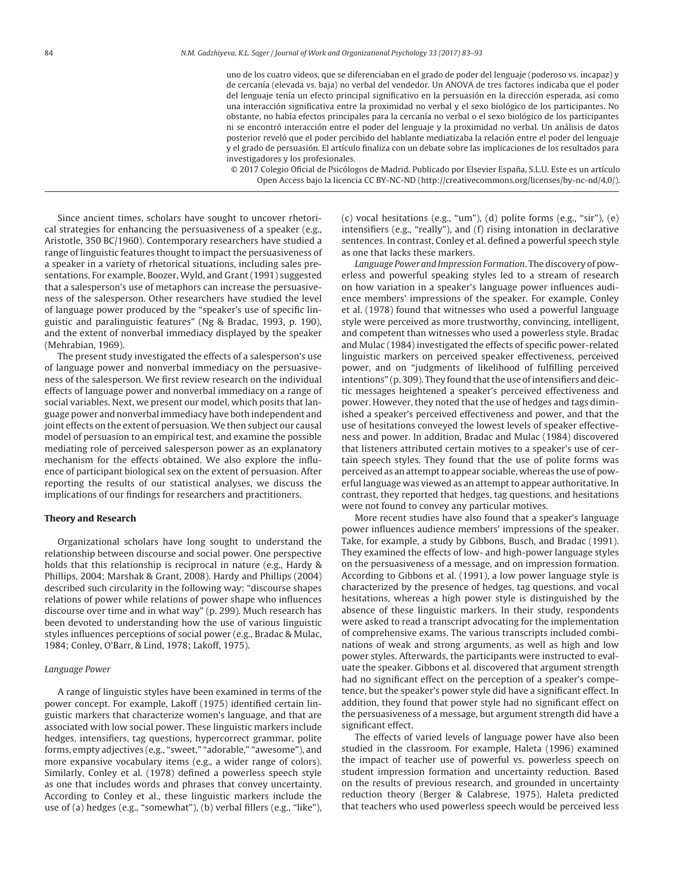uno de los cuatro videos, que se diferenciaban en el grado de poder del lenguaje (poderoso vs. incapaz) y de cercanía (elevada vs. baja) no verbal del vendedor. Un ANOVA de tres factores indicaba que el poder del lenguaje tenía un efecto principal significativo en la persuasión en la dirección esperada, así como una interacción significativa entre la proximidad no verbal y el sexo biológico de los participantes. No obstante, no había efectos principales para la cercanía no verbal o el sexo biológico de los participantes ni se encontró interacción entre el poder del lenguaje y la proximidad no verbal. Un análisis de datos posterior reveló que el poder percibido del hablante mediatizaba la relación entre el poder del lenguaje y el grado de persuasión. El artículo finaliza con un debate sobre las implicaciones de los resultados para investigadores y los profesionales.

© 2017 Colegio Oficial de Psicólogos de Madrid. Publicado por Elsevier España, S.L.U. Este es un artículo Open Access bajo la licencia CC BY-NC-ND (http://creativecommons.org/licenses/by-nc-nd/4.0/).

Since ancient times, scholars have sought to uncover rhetorical strategies for enhancing the persuasiveness of a speaker (e.g., Aristotle, 350 BC/1960). Contemporary researchers have studied a range of linguistic features thought to impact the persuasiveness of a speaker in a variety of rhetorical situations, including sales presentations. For example, Boozer, Wyld, and Grant (1991) suggested that a salesperson's use of metaphors can increase the persuasiveness of the salesperson. Other researchers have studied the level of language power produced by the "speaker's use of specific linguistic and paralinguistic features" (Ng & Bradac, 1993, p. 190), and the extent of nonverbal immediacy displayed by the speaker (Mehrabian, 1969).

The present study investigated the effects of a salesperson's use of language power and nonverbal immediacy on the persuasiveness of the salesperson. We first review research on the individual effects of language power and nonverbal immediacy on a range of social variables. Next, we present our model, which posits that language power and nonverbal immediacy have both independent and joint effects on the extent of persuasion. We then subject our causal model of persuasion to an empirical test, and examine the possible mediating role of perceived salesperson power as an explanatory mechanism for the effects obtained. We also explore the influence of participant biological sex on the extent of persuasion. After reporting the results of our statistical analyses, we discuss the implications of our findings for researchers and practitioners.

## Theory and Research

Organizational scholars have long sought to understand the relationship between discourse and social power. One perspective holds that this relationship is reciprocal in nature (e.g., Hardy & Phillips, 2004; Marshak & Grant, 2008). Hardy and Phillips (2004) described such circularity in the following way: "discourse shapes relations of power while relations of power shape who influences discourse over time and in what way" (p. 299). Much research has been devoted to understanding how the use of various linguistic styles influences perceptions of social power (e.g., Bradac & Mulac, 1984; Conley, O'Barr, & Lind, 1978; Lakoff, 1975).

### *Language Power*

A range of linguistic styles have been examined in terms of the power concept. For example, Lakoff (1975) identified certain linguistic markers that characterize women's language, and that are associated with low social power. These linguistic markers include hedges, intensifiers, tag questions, hypercorrect grammar, polite forms, empty adjectives (e.g., "sweet," "adorable," "awesome"), and more expansive vocabulary items (e.g., a wider range of colors). Similarly, Conley et al. (1978) defined a powerless speech style as one that includes words and phrases that convey uncertainty. According to Conley et al., these linguistic markers include the use of (a) hedges (e.g., "somewhat"), (b) verbal fillers (e.g., "like"), (c) vocal hesitations (e.g., "um"), (d) polite forms (e.g., "sir"), (e) intensifiers (e.g., "really"), and (f) rising intonation in declarative sentences. In contrast, Conley et al. defined a powerful speech style as one that lacks these markers.

*Language Power and Impression Formation*. The discovery of powerless and powerful speaking styles led to a stream of research on how variation in a speaker's language power influences audience members' impressions of the speaker. For example, Conley et al. (1978) found that witnesses who used a powerful language style were perceived as more trustworthy, convincing, intelligent, and competent than witnesses who used a powerless style. Bradac and Mulac (1984) investigated the effects of specific power-related linguistic markers on perceived speaker effectiveness, perceived power, and on "judgments of likelihood of fulfilling perceived intentions" (p. 309). They found that the use of intensifiers and deictic messages heightened a speaker's perceived effectiveness and power. However, they noted that the use of hedges and tags diminished a speaker's perceived effectiveness and power, and that the use of hesitations conveyed the lowest levels of speaker effectiveness and power. In addition, Bradac and Mulac (1984) discovered that listeners attributed certain motives to a speaker's use of certain speech styles. They found that the use of polite forms was perceived as an attempt to appear sociable, whereas the use of powerful language was viewed as an attempt to appear authoritative. In contrast, they reported that hedges, tag questions, and hesitations were not found to convey any particular motives.

More recent studies have also found that a speaker's language power influences audience members' impressions of the speaker. Take, for example, a study by Gibbons, Busch, and Bradac (1991). They examined the effects of low- and high-power language styles on the persuasiveness of a message, and on impression formation. According to Gibbons et al. (1991), a low power language style is characterized by the presence of hedges, tag questions, and vocal hesitations, whereas a high power style is distinguished by the absence of these linguistic markers. In their study, respondents were asked to read a transcript advocating for the implementation of comprehensive exams. The various transcripts included combinations of weak and strong arguments, as well as high and low power styles. Afterwards, the participants were instructed to evaluate the speaker. Gibbons et al. discovered that argument strength had no significant effect on the perception of a speaker's competence, but the speaker's power style did have a significant effect. In addition, they found that power style had no significant effect on the persuasiveness of a message, but argument strength did have a significant effect.

The effects of varied levels of language power have also been studied in the classroom. For example, Haleta (1996) examined the impact of teacher use of powerful vs. powerless speech on student impression formation and uncertainty reduction. Based on the results of previous research, and grounded in uncertainty reduction theory (Berger & Calabrese, 1975), Haleta predicted that teachers who used powerless speech would be perceived less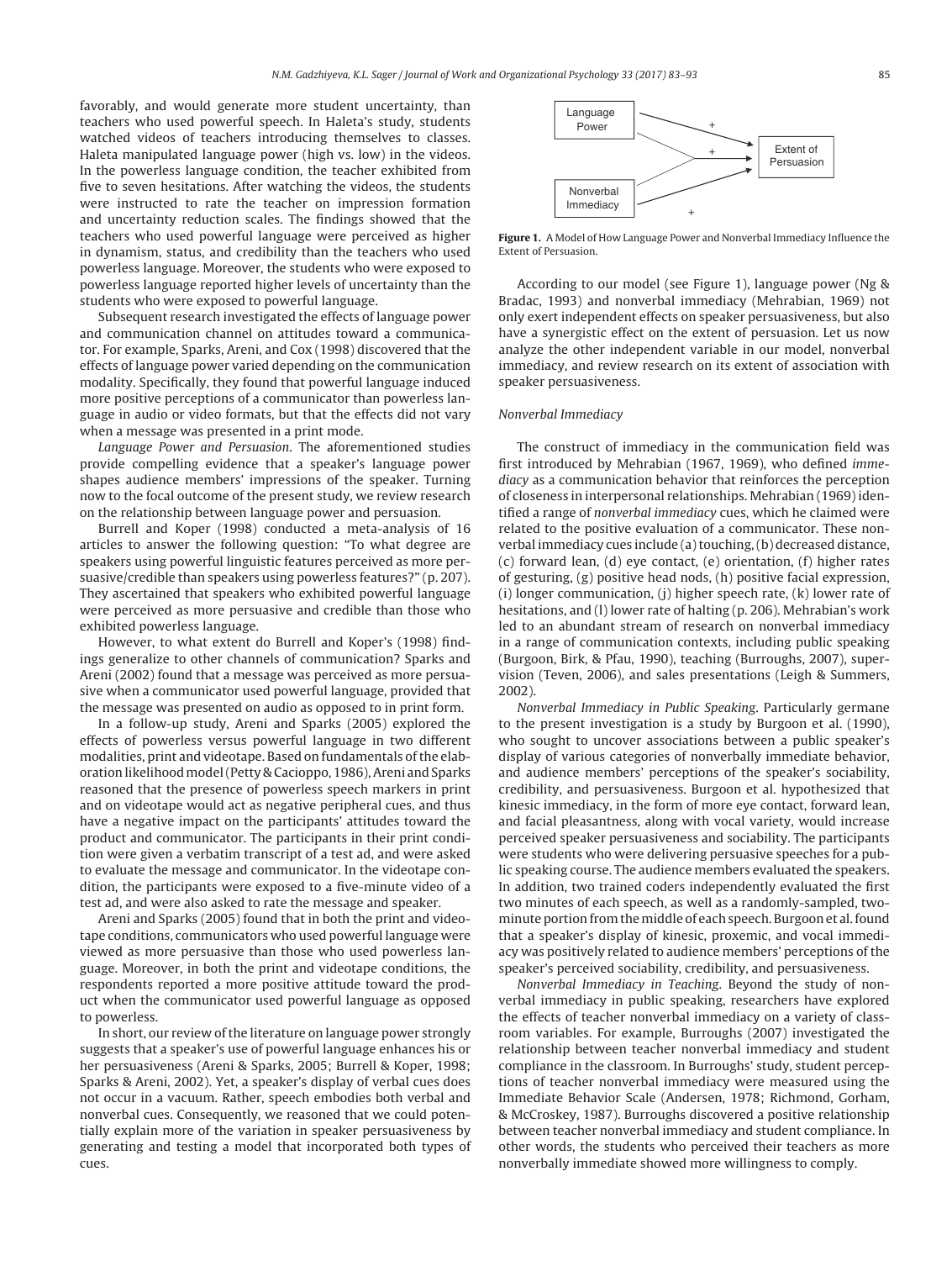favorably, and would generate more student uncertainty, than teachers who used powerful speech. In Haleta's study, students watched videos of teachers introducing themselves to classes. Haleta manipulated language power (high vs. low) in the videos. In the powerless language condition, the teacher exhibited from five to seven hesitations. After watching the videos, the students were instructed to rate the teacher on impression formation and uncertainty reduction scales. The findings showed that the teachers who used powerful language were perceived as higher in dynamism, status, and credibility than the teachers who used powerless language. Moreover, the students who were exposed to powerless language reported higher levels of uncertainty than the students who were exposed to powerful language.

Subsequent research investigated the effects of language power and communication channel on attitudes toward a communicator. For example, Sparks, Areni, and Cox (1998) discovered that the effects of language power varied depending on the communication modality. Specifically, they found that powerful language induced more positive perceptions of a communicator than powerless language in audio or video formats, but that the effects did not vary when a message was presented in a print mode.

*Language Power and Persuasion*. The aforementioned studies provide compelling evidence that a speaker's language power shapes audience members' impressions of the speaker. Turning now to the focal outcome of the present study, we review research on the relationship between language power and persuasion.

Burrell and Koper (1998) conducted a meta-analysis of 16 articles to answer the following question: "To what degree are speakers using powerful linguistic features perceived as more persuasive/credible than speakers using powerless features?" (p. 207). They ascertained that speakers who exhibited powerful language were perceived as more persuasive and credible than those who exhibited powerless language.

However, to what extent do Burrell and Koper's (1998) findings generalize to other channels of communication? Sparks and Areni (2002) found that a message was perceived as more persuasive when a communicator used powerful language, provided that the message was presented on audio as opposed to in print form.

In a follow-up study, Areni and Sparks (2005) explored the effects of powerless versus powerful language in two different modalities, print and videotape. Based on fundamentals of the elaboration likelihood model (Petty & Cacioppo, 1986), Areni and Sparks reasoned that the presence of powerless speech markers in print and on videotape would act as negative peripheral cues, and thus have a negative impact on the participants' attitudes toward the product and communicator. The participants in their print condition were given a verbatim transcript of a test ad, and were asked to evaluate the message and communicator. In the videotape condition, the participants were exposed to a five-minute video of a test ad, and were also asked to rate the message and speaker.

Areni and Sparks (2005) found that in both the print and videotape conditions, communicators who used powerful language were viewed as more persuasive than those who used powerless language. Moreover, in both the print and videotape conditions, the respondents reported a more positive attitude toward the product when the communicator used powerful language as opposed to powerless.

In short, our review of the literature on language power strongly suggests that a speaker's use of powerful language enhances his or her persuasiveness (Areni & Sparks, 2005; Burrell & Koper, 1998; Sparks & Areni, 2002). Yet, a speaker's display of verbal cues does not occur in a vacuum. Rather, speech embodies both verbal and nonverbal cues. Consequently, we reasoned that we could potentially explain more of the variation in speaker persuasiveness by generating and testing a model that incorporated both types of cues.

**Figure 1.** A Model of How Language Power and Nonverbal Immediacy Influence the Extent of Persuasion.

According to our model (see Figure 1), language power (Ng & Bradac, 1993) and nonverbal immediacy (Mehrabian, 1969) not only exert independent effects on speaker persuasiveness, but also have a synergistic effect on the extent of persuasion. Let us now analyze the other independent variable in our model, nonverbal immediacy, and review research on its extent of association with speaker persuasiveness.

### Nonverbal Immediacy

The construct of immediacy in the communication field was first introduced by Mehrabian (1967, 1969), who defined *immediacy* as a communication behavior that reinforces the perception of closeness in interpersonal relationships. Mehrabian (1969) identified a range of *nonverbal immediacy* cues, which he claimed were related to the positive evaluation of a communicator. These nonverbal immediacy cues include (a) touching, (b) decreased distance, (c) forward lean, (d) eye contact, (e) orientation, (f) higher rates of gesturing, (g) positive head nods, (h) positive facial expression, (i) longer communication, (j) higher speech rate, (k) lower rate of hesitations, and (l) lower rate of halting (p. 206). Mehrabian's work led to an abundant stream of research on nonverbal immediacy in a range of communication contexts, including public speaking (Burgoon, Birk, & Pfau, 1990), teaching (Burroughs, 2007), supervision (Teven, 2006), and sales presentations (Leigh & Summers, 2002).

*Nonverbal Immediacy in Public Speaking*. Particularly germane to the present investigation is a study by Burgoon et al. (1990), who sought to uncover associations between a public speaker's display of various categories of nonverbally immediate behavior, and audience members' perceptions of the speaker's sociability, credibility, and persuasiveness. Burgoon et al. hypothesized that kinesic immediacy, in the form of more eye contact, forward lean, and facial pleasantness, along with vocal variety, would increase perceived speaker persuasiveness and sociability. The participants were students who were delivering persuasive speeches for a public speaking course. The audience members evaluated the speakers. In addition, two trained coders independently evaluated the first two minutes of each speech, as well as a randomly-sampled, two-minute portion from the middle of each speech. Burgoon et al. found that a speaker's display of kinesic, proxemic, and vocal immediacy was positively related to audience members' perceptions of the speaker's perceived sociability, credibility, and persuasiveness.

*Nonverbal Immediacy in Teaching*. Beyond the study of nonverbal immediacy in public speaking, researchers have explored the effects of teacher nonverbal immediacy on a variety of classroom variables. For example, Burroughs (2007) investigated the relationship between teacher nonverbal immediacy and student compliance in the classroom. In Burroughs' study, student perceptions of teacher nonverbal immediacy were measured using the Immediate Behavior Scale (Andersen, 1978; Richmond, Gorham, & McCroskey, 1987). Burroughs discovered a positive relationship between teacher nonverbal immediacy and student compliance. In other words, the students who perceived their teachers as more nonverbally immediate showed more willingness to comply.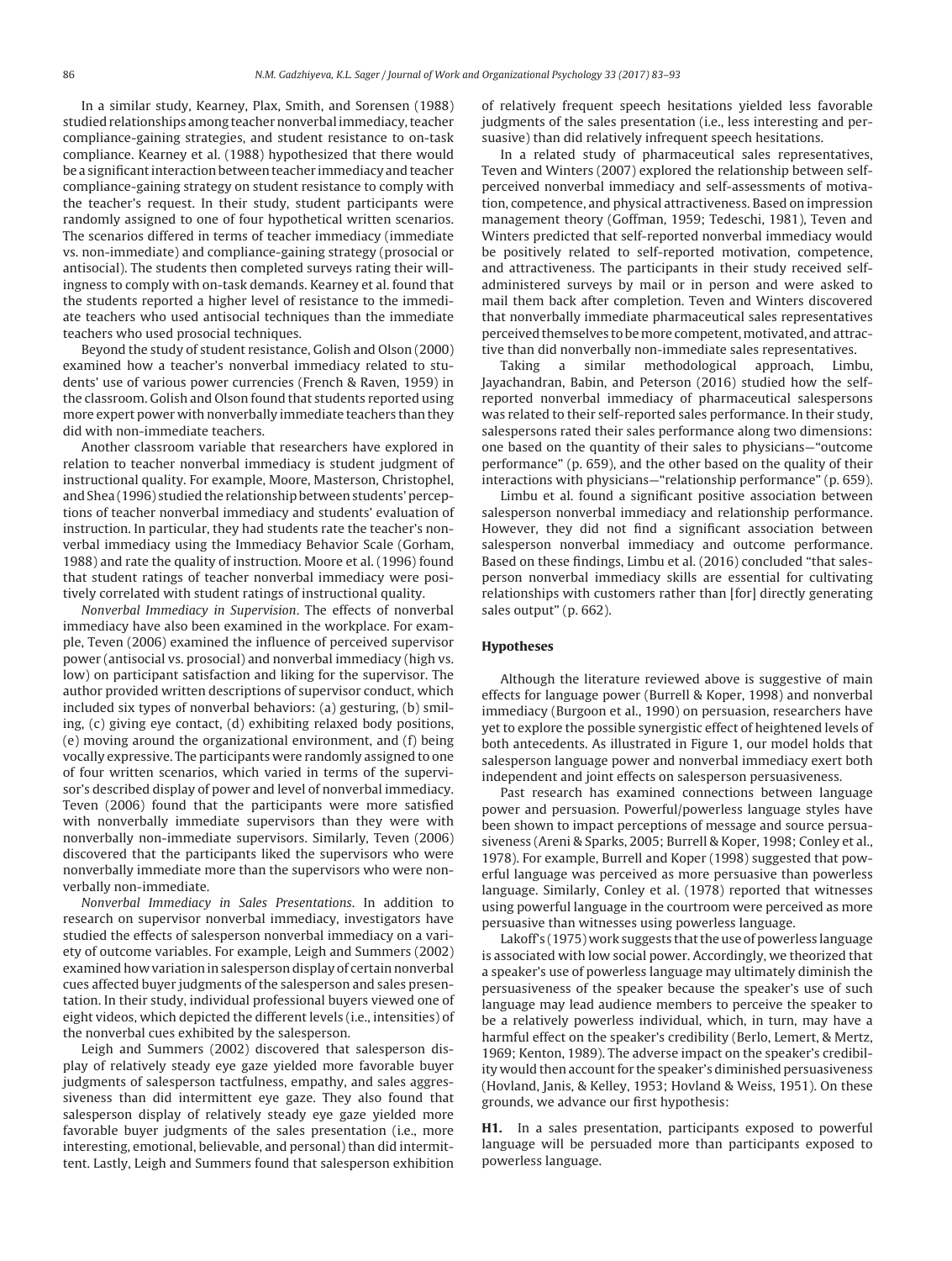In a similar study, Kearney, Plax, Smith, and Sorensen (1988) studied relationships among teacher nonverbal immediacy, teacher compliance-gaining strategies, and student resistance to on-task compliance. Kearney et al. (1988) hypothesized that there would be a significant interaction between teacher immediacy and teacher compliance-gaining strategy on student resistance to comply with the teacher's request. In their study, student participants were randomly assigned to one of four hypothetical written scenarios. The scenarios differed in terms of teacher immediacy (immediate vs. non-immediate) and compliance-gaining strategy (prosocial or antisocial). The students then completed surveys rating their willingness to comply with on-task demands. Kearney et al. found that the students reported a higher level of resistance to the immediate teachers who used antisocial techniques than the immediate teachers who used prosocial techniques.

Beyond the study of student resistance, Golish and Olson (2000) examined how a teacher's nonverbal immediacy related to students' use of various power currencies (French & Raven, 1959) in the classroom. Golish and Olson found that students reported using more expert power with nonverbally immediate teachers than they did with non-immediate teachers.

Another classroom variable that researchers have explored in relation to teacher nonverbal immediacy is student judgment of instructional quality. For example, Moore, Masterson, Christophel, and Shea (1996) studied the relationship between students' perceptions of teacher nonverbal immediacy and students' evaluation of instruction. In particular, they had students rate the teacher's nonverbal immediacy using the Immediacy Behavior Scale (Gorham, 1988) and rate the quality of instruction. Moore et al. (1996) found that student ratings of teacher nonverbal immediacy were positively correlated with student ratings of instructional quality.

*Nonverbal Immediacy in Supervision*. The effects of nonverbal immediacy have also been examined in the workplace. For example, Teven (2006) examined the influence of perceived supervisor power (antisocial vs. prosocial) and nonverbal immediacy (high vs. low) on participant satisfaction and liking for the supervisor. The author provided written descriptions of supervisor conduct, which included six types of nonverbal behaviors: (a) gesturing, (b) smiling, (c) giving eye contact, (d) exhibiting relaxed body positions, (e) moving around the organizational environment, and (f) being vocally expressive. The participants were randomly assigned to one of four written scenarios, which varied in terms of the supervisor's described display of power and level of nonverbal immediacy. Teven (2006) found that the participants were more satisfied with nonverbally immediate supervisors than they were with nonverbally non-immediate supervisors. Similarly, Teven (2006) discovered that the participants liked the supervisors who were nonverbally immediate more than the supervisors who were nonverbally non-immediate.

*Nonverbal Immediacy in Sales Presentations*. In addition to research on supervisor nonverbal immediacy, investigators have studied the effects of salesperson nonverbal immediacy on a variety of outcome variables. For example, Leigh and Summers (2002) examined how variation in salesperson display of certain nonverbal cues affected buyer judgments of the salesperson and sales presentation. In their study, individual professional buyers viewed one of eight videos, which depicted the different levels (i.e., intensities) of the nonverbal cues exhibited by the salesperson.

Leigh and Summers (2002) discovered that salesperson display of relatively steady eye gaze yielded more favorable buyer judgments of salesperson tactfulness, empathy, and sales aggressiveness than did intermittent eye gaze. They also found that salesperson display of relatively steady eye gaze yielded more favorable buyer judgments of the sales presentation (i.e., more interesting, emotional, believable, and personal) than did intermittent. Lastly, Leigh and Summers found that salesperson exhibition of relatively frequent speech hesitations yielded less favorable judgments of the sales presentation (i.e., less interesting and persuasive) than did relatively infrequent speech hesitations.

In a related study of pharmaceutical sales representatives, Teven and Winters (2007) explored the relationship between self-perceived nonverbal immediacy and self-assessments of motivation, competence, and physical attractiveness. Based on impression management theory (Goffman, 1959; Tedeschi, 1981), Teven and Winters predicted that self-reported nonverbal immediacy would be positively related to self-reported motivation, competence, and attractiveness. The participants in their study received self-administered surveys by mail or in person and were asked to mail them back after completion. Teven and Winters discovered that nonverbally immediate pharmaceutical sales representatives perceived themselves to be more competent, motivated, and attractive than did nonverbally non-immediate sales representatives.

Taking a similar methodological approach, Limbu, Jayachandran, Babin, and Peterson (2016) studied how the self-reported nonverbal immediacy of pharmaceutical salespersons was related to their self-reported sales performance. In their study, salespersons rated their sales performance along two dimensions: one based on the quantity of their sales to physicians—"outcome performance" (p. 659), and the other based on the quality of their interactions with physicians—"relationship performance" (p. 659).

Limbu et al. found a significant positive association between salesperson nonverbal immediacy and relationship performance. However, they did not find a significant association between salesperson nonverbal immediacy and outcome performance. Based on these findings, Limbu et al. (2016) concluded "that salesperson nonverbal immediacy skills are essential for cultivating relationships with customers rather than [for] directly generating sales output" (p. 662).

## Hypotheses

Although the literature reviewed above is suggestive of main effects for language power (Burrell & Koper, 1998) and nonverbal immediacy (Burgoon et al., 1990) on persuasion, researchers have yet to explore the possible synergistic effect of heightened levels of both antecedents. As illustrated in Figure 1, our model holds that salesperson language power and nonverbal immediacy exert both independent and joint effects on salesperson persuasiveness.

Past research has examined connections between language power and persuasion. Powerful/powerless language styles have been shown to impact perceptions of message and source persuasiveness (Areni & Sparks, 2005; Burrell & Koper, 1998; Conley et al., 1978). For example, Burrell and Koper (1998) suggested that powerful language was perceived as more persuasive than powerless language. Similarly, Conley et al. (1978) reported that witnesses using powerful language in the courtroom were perceived as more persuasive than witnesses using powerless language.

Lakoff's (1975) work suggests that the use of powerless language is associated with low social power. Accordingly, we theorized that a speaker's use of powerless language may ultimately diminish the persuasiveness of the speaker because the speaker's use of such language may lead audience members to perceive the speaker to be a relatively powerless individual, which, in turn, may have a harmful effect on the speaker's credibility (Berlo, Lemert, & Mertz, 1969; Kenton, 1989). The adverse impact on the speaker's credibility would then account for the speaker's diminished persuasiveness (Hovland, Janis, & Kelley, 1953; Hovland & Weiss, 1951). On these grounds, we advance our first hypothesis:

**H1.** In a sales presentation, participants exposed to powerful language will be persuaded more than participants exposed to powerless language.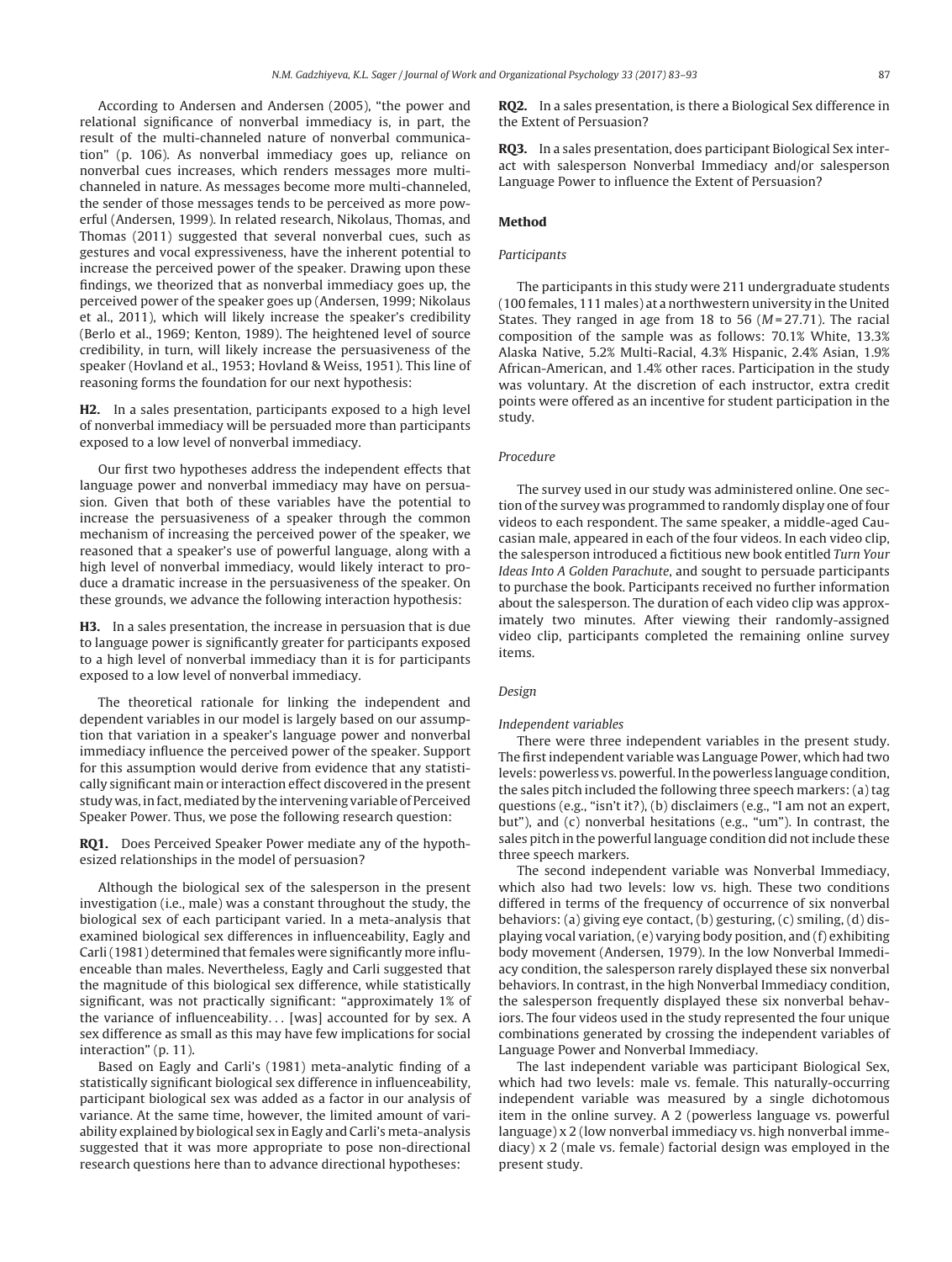According to Andersen and Andersen (2005), "the power and relational significance of nonverbal immediacy is, in part, the result of the multi-channeled nature of nonverbal communication" (p. 106). As nonverbal immediacy goes up, reliance on nonverbal cues increases, which renders messages more multi-channeled in nature. As messages become more multi-channeled, the sender of those messages tends to be perceived as more powerful (Andersen, 1999). In related research, Nikolaus, Thomas, and Thomas (2011) suggested that several nonverbal cues, such as gestures and vocal expressiveness, have the inherent potential to increase the perceived power of the speaker. Drawing upon these findings, we theorized that as nonverbal immediacy goes up, the perceived power of the speaker goes up (Andersen, 1999; Nikolaus et al., 2011), which will likely increase the speaker's credibility (Berlo et al., 1969; Kenton, 1989). The heightened level of source credibility, in turn, will likely increase the persuasiveness of the speaker (Hovland et al., 1953; Hovland & Weiss, 1951). This line of reasoning forms the foundation for our next hypothesis:

**H2.** In a sales presentation, participants exposed to a high level of nonverbal immediacy will be persuaded more than participants exposed to a low level of nonverbal immediacy.

Our first two hypotheses address the independent effects that language power and nonverbal immediacy may have on persuasion. Given that both of these variables have the potential to increase the persuasiveness of a speaker through the common mechanism of increasing the perceived power of the speaker, we reasoned that a speaker's use of powerful language, along with a high level of nonverbal immediacy, would likely interact to produce a dramatic increase in the persuasiveness of the speaker. On these grounds, we advance the following interaction hypothesis:

**H3.** In a sales presentation, the increase in persuasion that is due to language power is significantly greater for participants exposed to a high level of nonverbal immediacy than it is for participants exposed to a low level of nonverbal immediacy.

The theoretical rationale for linking the independent and dependent variables in our model is largely based on our assumption that variation in a speaker's language power and nonverbal immediacy influence the perceived power of the speaker. Support for this assumption would derive from evidence that any statistically significant main or interaction effect discovered in the present study was, in fact, mediated by the intervening variable of Perceived Speaker Power. Thus, we pose the following research question:

**RQ1.** Does Perceived Speaker Power mediate any of the hypothesized relationships in the model of persuasion?

Although the biological sex of the salesperson in the present investigation (i.e., male) was a constant throughout the study, the biological sex of each participant varied. In a meta-analysis that examined biological sex differences in influenceability, Eagly and Carli (1981) determined that females were significantly more influenceable than males. Nevertheless, Eagly and Carli suggested that the magnitude of this biological sex difference, while statistically significant, was not practically significant: "approximately 1% of the variance of influenceability... [was] accounted for by sex. A sex difference as small as this may have few implications for social interaction" (p. 11).

Based on Eagly and Carli's (1981) meta-analytic finding of a statistically significant biological sex difference in influenceability, participant biological sex was added as a factor in our analysis of variance. At the same time, however, the limited amount of variability explained by biological sex in Eagly and Carli's meta-analysis suggested that it was more appropriate to pose non-directional research questions here than to advance directional hypotheses:

**RQ2.** In a sales presentation, is there a Biological Sex difference in the Extent of Persuasion?

**RQ3.** In a sales presentation, does participant Biological Sex interact with salesperson Nonverbal Immediacy and/or salesperson Language Power to influence the Extent of Persuasion?

## Method

### Participants

The participants in this study were 211 undergraduate students (100 females, 111 males) at a northwestern university in the United States. They ranged in age from 18 to 56 ($M$ = 27.71). The racial composition of the sample was as follows: 70.1% White, 13.3% Alaska Native, 5.2% Multi-Racial, 4.3% Hispanic, 2.4% Asian, 1.9% African-American, and 1.4% other races. Participation in the study was voluntary. At the discretion of each instructor, extra credit points were offered as an incentive for student participation in the study.

### Procedure

The survey used in our study was administered online. One section of the survey was programmed to randomly display one of four videos to each respondent. The same speaker, a middle-aged Caucasian male, appeared in each of the four videos. In each video clip, the salesperson introduced a fictitious new book entitled *Turn Your Ideas Into A Golden Parachute*, and sought to persuade participants to purchase the book. Participants received no further information about the salesperson. The duration of each video clip was approximately two minutes. After viewing their randomly-assigned video clip, participants completed the remaining online survey items.

### Design

#### Independent variables

There were three independent variables in the present study. The first independent variable was Language Power, which had two levels: powerless vs. powerful. In the powerless language condition, the sales pitch included the following three speech markers: (a) tag questions (e.g., "isn't it?), (b) disclaimers (e.g., "I am not an expert, but"), and (c) nonverbal hesitations (e.g., "um"). In contrast, the sales pitch in the powerful language condition did not include these three speech markers.

The second independent variable was Nonverbal Immediacy, which also had two levels: low vs. high. These two conditions differed in terms of the frequency of occurrence of six nonverbal behaviors: (a) giving eye contact, (b) gesturing, (c) smiling, (d) displaying vocal variation, (e) varying body position, and (f) exhibiting body movement (Andersen, 1979). In the low Nonverbal Immediacy condition, the salesperson rarely displayed these six nonverbal behaviors. In contrast, in the high Nonverbal Immediacy condition, the salesperson frequently displayed these six nonverbal behaviors. The four videos used in the study represented the four unique combinations generated by crossing the independent variables of Language Power and Nonverbal Immediacy.

The last independent variable was participant Biological Sex, which had two levels: male vs. female. This naturally-occurring independent variable was measured by a single dichotomous item in the online survey. A 2 (powerless language vs. powerful language) x 2 (low nonverbal immediacy vs. high nonverbal immediacy) x 2 (male vs. female) factorial design was employed in the present study.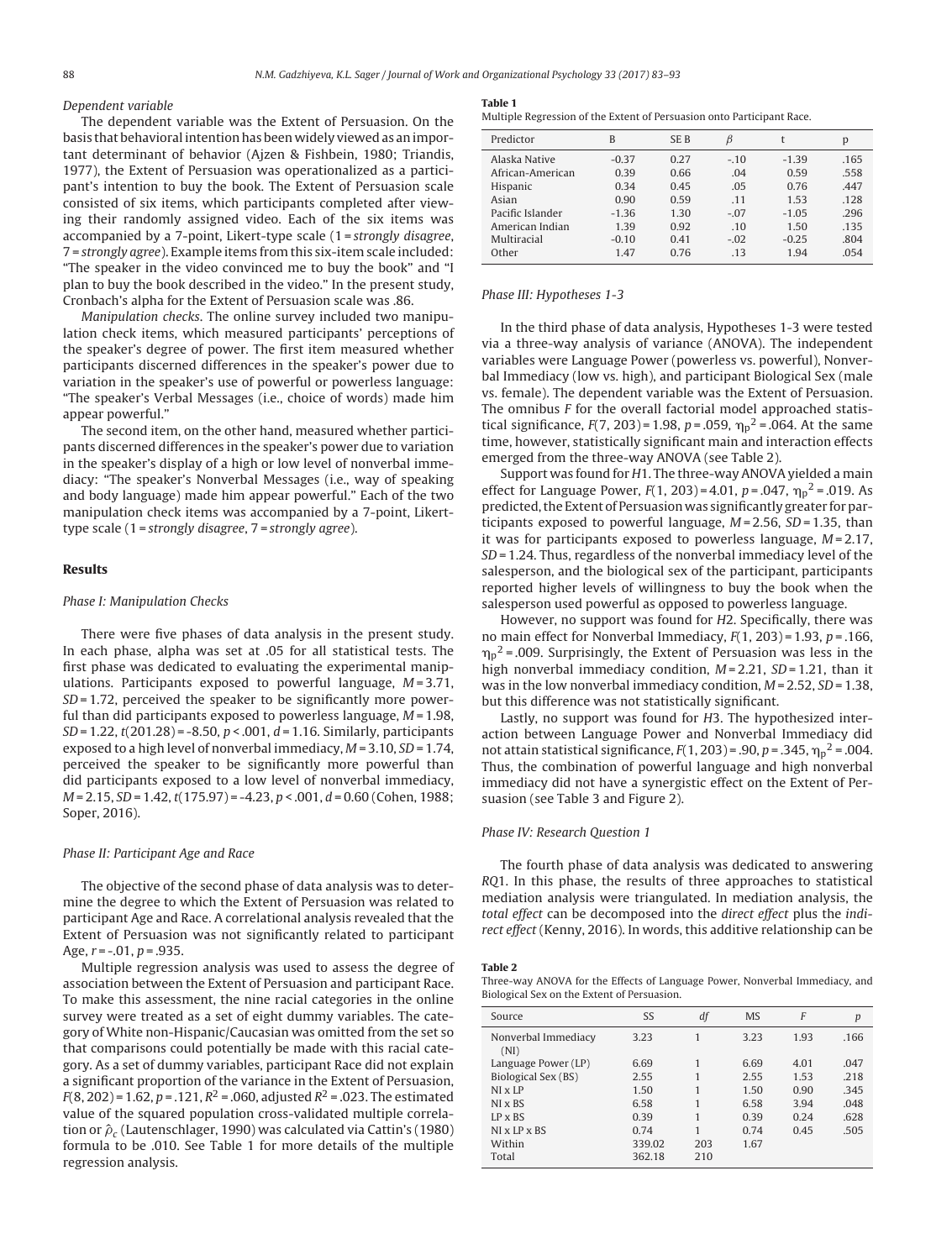#### Dependent variable

The dependent variable was the Extent of Persuasion. On the basis that behavioral intention has been widely viewed as an important determinant of behavior (Ajzen & Fishbein, 1980; Triandis, 1977), the Extent of Persuasion was operationalized as a participant's intention to buy the book. The Extent of Persuasion scale consisted of six items, which participants completed after viewing their randomly assigned video. Each of the six items was accompanied by a 7-point, Likert-type scale (1 = *strongly disagree*, 7 = *strongly agree*). Example items from this six-item scale included: "The speaker in the video convinced me to buy the book" and "I plan to buy the book described in the video." In the present study, Cronbach's alpha for the Extent of Persuasion scale was .86.

*Manipulation checks*. The online survey included two manipulation check items, which measured participants' perceptions of the speaker's degree of power. The first item measured whether participants discerned differences in the speaker's power due to variation in the speaker's use of powerful or powerless language: "The speaker's Verbal Messages (i.e., choice of words) made him appear powerful."

The second item, on the other hand, measured whether participants discerned differences in the speaker's power due to variation in the speaker's display of a high or low level of nonverbal immediacy: "The speaker's Nonverbal Messages (i.e., way of speaking and body language) made him appear powerful." Each of the two manipulation check items was accompanied by a 7-point, Likert-type scale (1 = *strongly disagree*, 7 = *strongly agree*).

## Results

#### Phase I: Manipulation Checks

There were five phases of data analysis in the present study. In each phase, alpha was set at .05 for all statistical tests. The first phase was dedicated to evaluating the experimental manipulations. Participants exposed to powerful language, $M = 3.71$, $SD = 1.72$, perceived the speaker to be significantly more powerful than did participants exposed to powerless language, $M = 1.98$, $SD = 1.22$, $t(201.28) = -8.50$, $p < .001$, $d = 1.16$. Similarly, participants exposed to a high level of nonverbal immediacy, $M = 3.10$, $SD = 1.74$, perceived the speaker to be significantly more powerful than did participants exposed to a low level of nonverbal immediacy, $M = 2.15$, $SD = 1.42$, $t(175.97) = -4.23$, $p < .001$, $d = 0.60$ (Cohen, 1988; Soper, 2016).

#### Phase II: Participant Age and Race

The objective of the second phase of data analysis was to determine the degree to which the Extent of Persuasion was related to participant Age and Race. A correlational analysis revealed that the Extent of Persuasion was not significantly related to participant Age, $r = -.01$, $p = .935$.

Multiple regression analysis was used to assess the degree of association between the Extent of Persuasion and participant Race. To make this assessment, the nine racial categories in the online survey were treated as a set of eight dummy variables. The category of White non-Hispanic/Caucasian was omitted from the set so that comparisons could potentially be made with this racial category. As a set of dummy variables, participant Race did not explain a significant proportion of the variance in the Extent of Persuasion, $F(8, 202) = 1.62$, $p = .121$, $R^2 = .060$, adjusted $R^2 = .023$. The estimated value of the squared population cross-validated multiple correlation or $\hat{\rho}_c$ (Lautenschlager, 1990) was calculated via Cattin's (1980) formula to be .010. See Table 1 for more details of the multiple regression analysis.

**Table 1**
Multiple Regression of the Extent of Persuasion onto Participant Race.

| Predictor | B | SE B | $\beta$ | t | p |
|---|---|---|---|---|---|
| Alaska Native | -0.37 | 0.27 | -.10 | -1.39 | .165 |
| African-American | 0.39 | 0.66 | .04 | 0.59 | .558 |
| Hispanic | 0.34 | 0.45 | .05 | 0.76 | .447 |
| Asian | 0.90 | 0.59 | .11 | 1.53 | .128 |
| Pacific Islander | -1.36 | 1.30 | -.07 | -1.05 | .296 |
| American Indian | 1.39 | 0.92 | .10 | 1.50 | .135 |
| Multiracial | -0.10 | 0.41 | -.02 | -0.25 | .804 |
| Other | 1.47 | 0.76 | .13 | 1.94 | .054 |

#### Phase III: Hypotheses 1-3

In the third phase of data analysis, Hypotheses 1-3 were tested via a three-way analysis of variance (ANOVA). The independent variables were Language Power (powerless vs. powerful), Nonverbal Immediacy (low vs. high), and participant Biological Sex (male vs. female). The dependent variable was the Extent of Persuasion. The omnibus *F* for the overall factorial model approached statistical significance, $F(7, 203) = 1.98$, $p = .059$, $\eta_p^2 = .064$. At the same time, however, statistically significant main and interaction effects emerged from the three-way ANOVA (see Table 2).

Support was found for *H*1. The three-way ANOVA yielded a main effect for Language Power, $F(1, 203) = 4.01$, $p = .047$, $\eta_p^2 = .019$. As predicted, the Extent of Persuasion was significantly greater for participants exposed to powerful language, $M = 2.56$, $SD = 1.35$, than it was for participants exposed to powerless language, $M = 2.17$, $SD = 1.24$. Thus, regardless of the nonverbal immediacy level of the salesperson, and the biological sex of the participant, participants reported higher levels of willingness to buy the book when the salesperson used powerful as opposed to powerless language.

However, no support was found for *H*2. Specifically, there was no main effect for Nonverbal Immediacy, $F(1, 203) = 1.93$, $p = .166$, $\eta_p^2 = .009$. Surprisingly, the Extent of Persuasion was less in the high nonverbal immediacy condition, $M = 2.21$, $SD = 1.21$, than it was in the low nonverbal immediacy condition, $M = 2.52$, $SD = 1.38$, but this difference was not statistically significant.

Lastly, no support was found for *H*3. The hypothesized interaction between Language Power and Nonverbal Immediacy did not attain statistical significance, $F(1, 203) = .90$, $p = .345$, $\eta_p^2 = .004$. Thus, the combination of powerful language and high nonverbal immediacy did not have a synergistic effect on the Extent of Persuasion (see Table 3 and Figure 2).

#### Phase IV: Research Question 1

The fourth phase of data analysis was dedicated to answering *RQ*1. In this phase, the results of three approaches to statistical mediation analysis were triangulated. In mediation analysis, the *total effect* can be decomposed into the *direct effect* plus the *indirect effect* (Kenny, 2016). In words, this additive relationship can be

**Table 2**
Three-way ANOVA for the Effects of Language Power, Nonverbal Immediacy, and Biological Sex on the Extent of Persuasion.

| Source | SS | *df* | MS | *F* | *p* |
|---|---|---|---|---|---|
| Nonverbal Immediacy (NI) | 3.23 | 1 | 3.23 | 1.93 | .166 |
| Language Power (LP) | 6.69 | 1 | 6.69 | 4.01 | .047 |
| Biological Sex (BS) | 2.55 | 1 | 2.55 | 1.53 | .218 |
| NI x LP | 1.50 | 1 | 1.50 | 0.90 | .345 |
| NI x BS | 6.58 | 1 | 6.58 | 3.94 | .048 |
| LP x BS | 0.39 | 1 | 0.39 | 0.24 | .628 |
| NI x LP x BS | 0.74 | 1 | 0.74 | 0.45 | .505 |
| Within | 339.02 | 203 | 1.67 | | |
| Total | 362.18 | 210 | | | |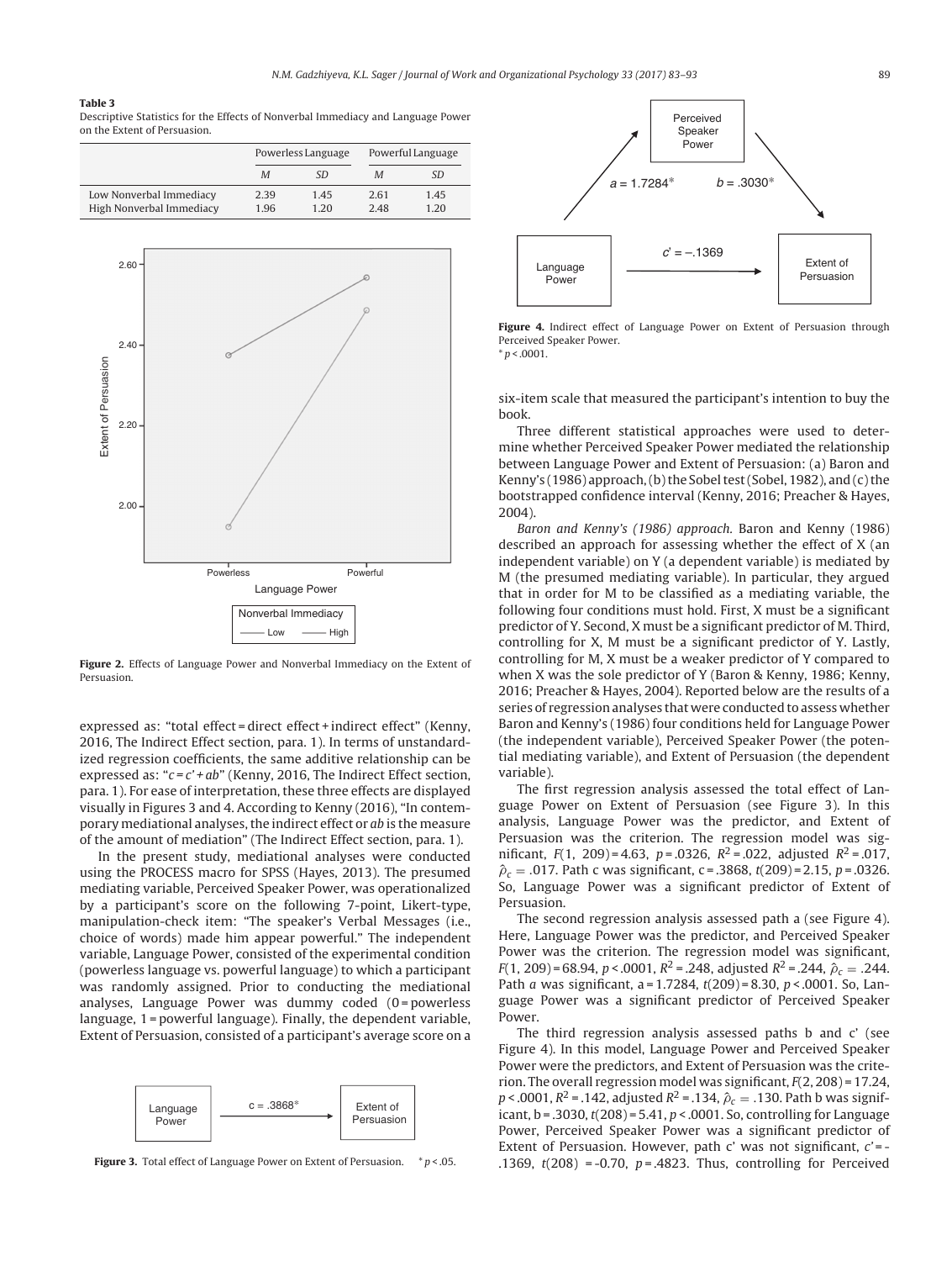**Table 3**
Descriptive Statistics for the Effects of Nonverbal Immediacy and Language Power on the Extent of Persuasion.

| | Powerless Language | | Powerful Language | |
|---|---|---|---|---|
| | *M* | *SD* | *M* | *SD* |
| Low Nonverbal Immediacy | 2.39 | 1.45 | 2.61 | 1.45 |
| High Nonverbal Immediacy | 1.96 | 1.20 | 2.48 | 1.20 |

**Figure 2.** Effects of Language Power and Nonverbal Immediacy on the Extent of Persuasion.

expressed as: "total effect = direct effect + indirect effect" (Kenny, 2016, The Indirect Effect section, para. 1). In terms of unstandardized regression coefficients, the same additive relationship can be expressed as: "$c = c' + ab$" (Kenny, 2016, The Indirect Effect section, para. 1). For ease of interpretation, these three effects are displayed visually in Figures 3 and 4. According to Kenny (2016), "In contemporary mediational analyses, the indirect effect or *ab* is the measure of the amount of mediation" (The Indirect Effect section, para. 1).

In the present study, mediational analyses were conducted using the PROCESS macro for SPSS (Hayes, 2013). The presumed mediating variable, Perceived Speaker Power, was operationalized by a participant's score on the following 7-point, Likert-type, manipulation-check item: "The speaker's Verbal Messages (i.e., choice of words) made him appear powerful." The independent variable, Language Power, consisted of the experimental condition (powerless language vs. powerful language) to which a participant was randomly assigned. Prior to conducting the mediational analyses, Language Power was dummy coded (0 = powerless language, 1 = powerful language). Finally, the dependent variable, Extent of Persuasion, consisted of a participant's average score on a six-item scale that measured the participant's intention to buy the book.

**Figure 3.** Total effect of Language Power on Extent of Persuasion. $^{*}p < .05$.

**Figure 4.** Indirect effect of Language Power on Extent of Persuasion through Perceived Speaker Power.
$^{*}p < .0001$.

Three different statistical approaches were used to determine whether Perceived Speaker Power mediated the relationship between Language Power and Extent of Persuasion: (a) Baron and Kenny's (1986) approach, (b) the Sobel test (Sobel, 1982), and (c) the bootstrapped confidence interval (Kenny, 2016; Preacher & Hayes, 2004).

*Baron and Kenny's (1986) approach.* Baron and Kenny (1986) described an approach for assessing whether the effect of X (an independent variable) on Y (a dependent variable) is mediated by M (the presumed mediating variable). In particular, they argued that in order for M to be classified as a mediating variable, the following four conditions must hold. First, X must be a significant predictor of Y. Second, X must be a significant predictor of M. Third, controlling for X, M must be a significant predictor of Y. Lastly, controlling for M, X must be a weaker predictor of Y compared to when X was the sole predictor of Y (Baron & Kenny, 1986; Kenny, 2016; Preacher & Hayes, 2004). Reported below are the results of a series of regression analyses that were conducted to assess whether Baron and Kenny's (1986) four conditions held for Language Power (the independent variable), Perceived Speaker Power (the potential mediating variable), and Extent of Persuasion (the dependent variable).

The first regression analysis assessed the total effect of Language Power on Extent of Persuasion (see Figure 3). In this analysis, Language Power was the predictor, and Extent of Persuasion was the criterion. The regression model was significant, $F(1, 209) = 4.63$, $p = .0326$, $R^2 = .022$, adjusted $R^2 = .017$, $\hat{\rho}_c = .017$. Path c was significant, $c = .3868$, $t(209) = 2.15$, $p = .0326$. So, Language Power was a significant predictor of Extent of Persuasion.

The second regression analysis assessed path a (see Figure 4). Here, Language Power was the predictor, and Perceived Speaker Power was the criterion. The regression model was significant, $F(1, 209) = 68.94$, $p < .0001$, $R^2 = .248$, adjusted $R^2 = .244$, $\hat{\rho}_c = .244$. Path *a* was significant, $a = 1.7284$, $t(209) = 8.30$, $p < .0001$. So, Language Power was a significant predictor of Perceived Speaker Power.

The third regression analysis assessed paths b and c' (see Figure 4). In this model, Language Power and Perceived Speaker Power were the predictors, and Extent of Persuasion was the criterion. The overall regression model was significant, $F(2, 208) = 17.24$, $p < .0001$, $R^2 = .142$, adjusted $R^2 = .134$, $\hat{\rho}_c = .130$. Path b was significant, $b = .3030$, $t(208) = 5.41$, $p < .0001$. So, controlling for Language Power, Perceived Speaker Power was a significant predictor of Extent of Persuasion. However, path c' was not significant, $c' = -.1369$, $t(208) = -0.70$, $p = .4823$. Thus, controlling for Perceived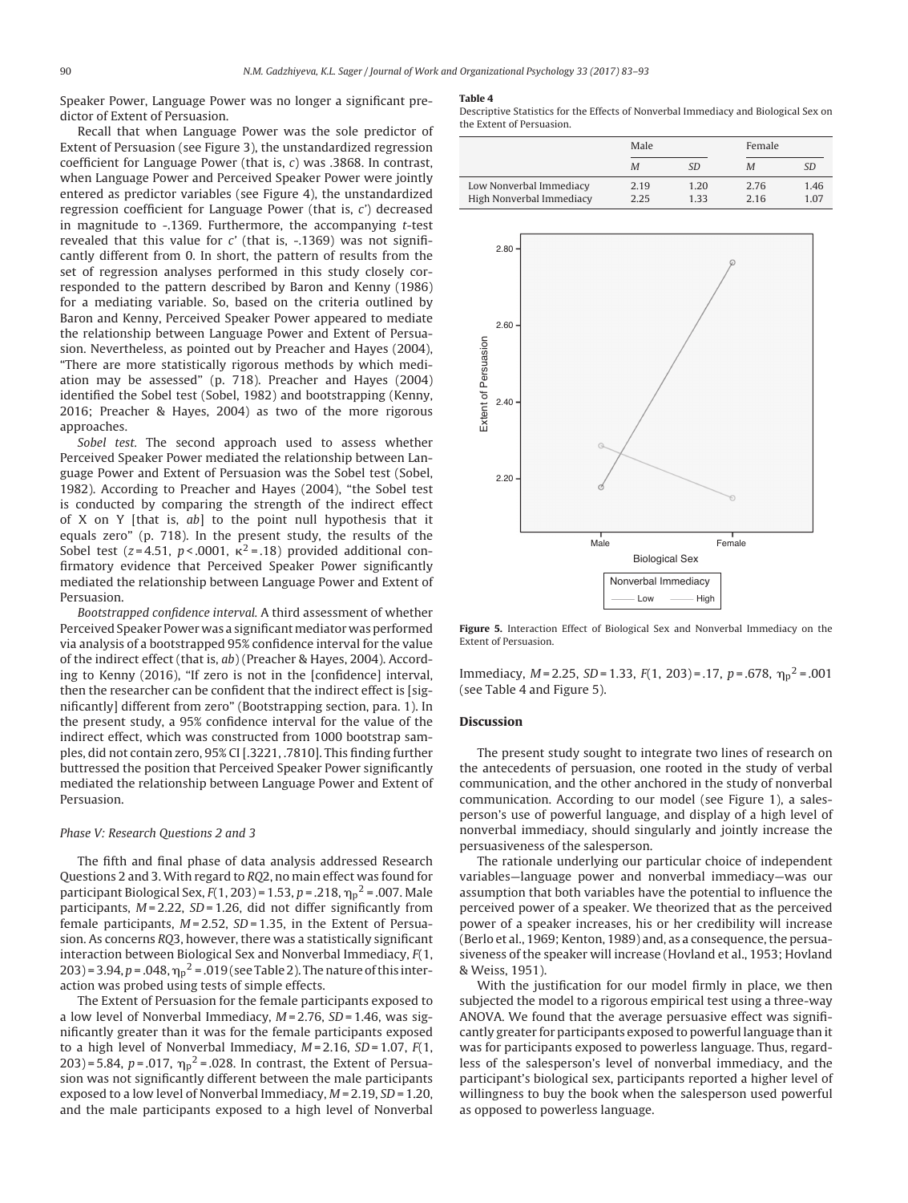Speaker Power, Language Power was no longer a significant predictor of Extent of Persuasion.

Recall that when Language Power was the sole predictor of Extent of Persuasion (see Figure 3), the unstandardized regression coefficient for Language Power (that is, *c*) was .3868. In contrast, when Language Power and Perceived Speaker Power were jointly entered as predictor variables (see Figure 4), the unstandardized regression coefficient for Language Power (that is, *c*') decreased in magnitude to -.1369. Furthermore, the accompanying *t*-test revealed that this value for *c*' (that is, -.1369) was not significantly different from 0. In short, the pattern of results from the set of regression analyses performed in this study closely corresponded to the pattern described by Baron and Kenny (1986) for a mediating variable. So, based on the criteria outlined by Baron and Kenny, Perceived Speaker Power appeared to mediate the relationship between Language Power and Extent of Persuasion. Nevertheless, as pointed out by Preacher and Hayes (2004), "There are more statistically rigorous methods by which mediation may be assessed" (p. 718). Preacher and Hayes (2004) identified the Sobel test (Sobel, 1982) and bootstrapping (Kenny, 2016; Preacher & Hayes, 2004) as two of the more rigorous approaches.

*Sobel test.* The second approach used to assess whether Perceived Speaker Power mediated the relationship between Language Power and Extent of Persuasion was the Sobel test (Sobel, 1982). According to Preacher and Hayes (2004), "the Sobel test is conducted by comparing the strength of the indirect effect of X on Y [that is, *ab*] to the point null hypothesis that it equals zero" (p. 718). In the present study, the results of the Sobel test ($z$ = 4.51, $p$ < .0001, $\kappa^2$ = .18) provided additional confirmatory evidence that Perceived Speaker Power significantly mediated the relationship between Language Power and Extent of Persuasion.

*Bootstrapped confidence interval.* A third assessment of whether Perceived Speaker Power was a significant mediator was performed via analysis of a bootstrapped 95% confidence interval for the value of the indirect effect (that is, *ab*) (Preacher & Hayes, 2004). According to Kenny (2016), "If zero is not in the [confidence] interval, then the researcher can be confident that the indirect effect is [significantly] different from zero" (Bootstrapping section, para. 1). In the present study, a 95% confidence interval for the value of the indirect effect, which was constructed from 1000 bootstrap samples, did not contain zero, 95% CI [.3221, .7810]. This finding further buttressed the position that Perceived Speaker Power significantly mediated the relationship between Language Power and Extent of Persuasion.

### Phase V: Research Questions 2 and 3

The fifth and final phase of data analysis addressed Research Questions 2 and 3. With regard to *RQ*2, no main effect was found for participant Biological Sex, $F(1, 203)$ = 1.53, $p$ = .218, $\eta_p^2$ = .007. Male participants, $M$ = 2.22, $SD$ = 1.26, did not differ significantly from female participants, $M$ = 2.52, $SD$ = 1.35, in the Extent of Persuasion. As concerns *RQ*3, however, there was a statistically significant interaction between Biological Sex and Nonverbal Immediacy, $F(1, 203)$ = 3.94, $p$ = .048, $\eta_p^2$ = .019 (see Table 2). The nature of this interaction was probed using tests of simple effects.

The Extent of Persuasion for the female participants exposed to a low level of Nonverbal Immediacy, $M$ = 2.76, $SD$ = 1.46, was significantly greater than it was for the female participants exposed to a high level of Nonverbal Immediacy, $M$ = 2.16, $SD$ = 1.07, $F(1, 203)$ = 5.84, $p$ = .017, $\eta_p^2$ = .028. In contrast, the Extent of Persuasion was not significantly different between the male participants exposed to a low level of Nonverbal Immediacy, $M$ = 2.19, $SD$ = 1.20, and the male participants exposed to a high level of Nonverbal Immediacy, $M$ = 2.25, $SD$ = 1.33, $F(1, 203)$ = .17, $p$ = .678, $\eta_p^2$ = .001 (see Table 4 and Figure 5).

**Table 4**
Descriptive Statistics for the Effects of Nonverbal Immediacy and Biological Sex on the Extent of Persuasion.

| | Male | | Female | |
|---|---|---|---|---|
| | *M* | *SD* | *M* | *SD* |
| Low Nonverbal Immediacy | 2.19 | 1.20 | 2.76 | 1.46 |
| High Nonverbal Immediacy | 2.25 | 1.33 | 2.16 | 1.07 |

**Figure 5.** Interaction Effect of Biological Sex and Nonverbal Immediacy on the Extent of Persuasion.

## Discussion

The present study sought to integrate two lines of research on the antecedents of persuasion, one rooted in the study of verbal communication, and the other anchored in the study of nonverbal communication. According to our model (see Figure 1), a salesperson's use of powerful language, and display of a high level of nonverbal immediacy, should singularly and jointly increase the persuasiveness of the salesperson.

The rationale underlying our particular choice of independent variables—language power and nonverbal immediacy—was our assumption that both variables have the potential to influence the perceived power of a speaker. We theorized that as the perceived power of a speaker increases, his or her credibility will increase (Berlo et al., 1969; Kenton, 1989) and, as a consequence, the persuasiveness of the speaker will increase (Hovland et al., 1953; Hovland & Weiss, 1951).

With the justification for our model firmly in place, we then subjected the model to a rigorous empirical test using a three-way ANOVA. We found that the average persuasive effect was significantly greater for participants exposed to powerful language than it was for participants exposed to powerless language. Thus, regardless of the salesperson's level of nonverbal immediacy, and the participant's biological sex, participants reported a higher level of willingness to buy the book when the salesperson used powerful as opposed to powerless language.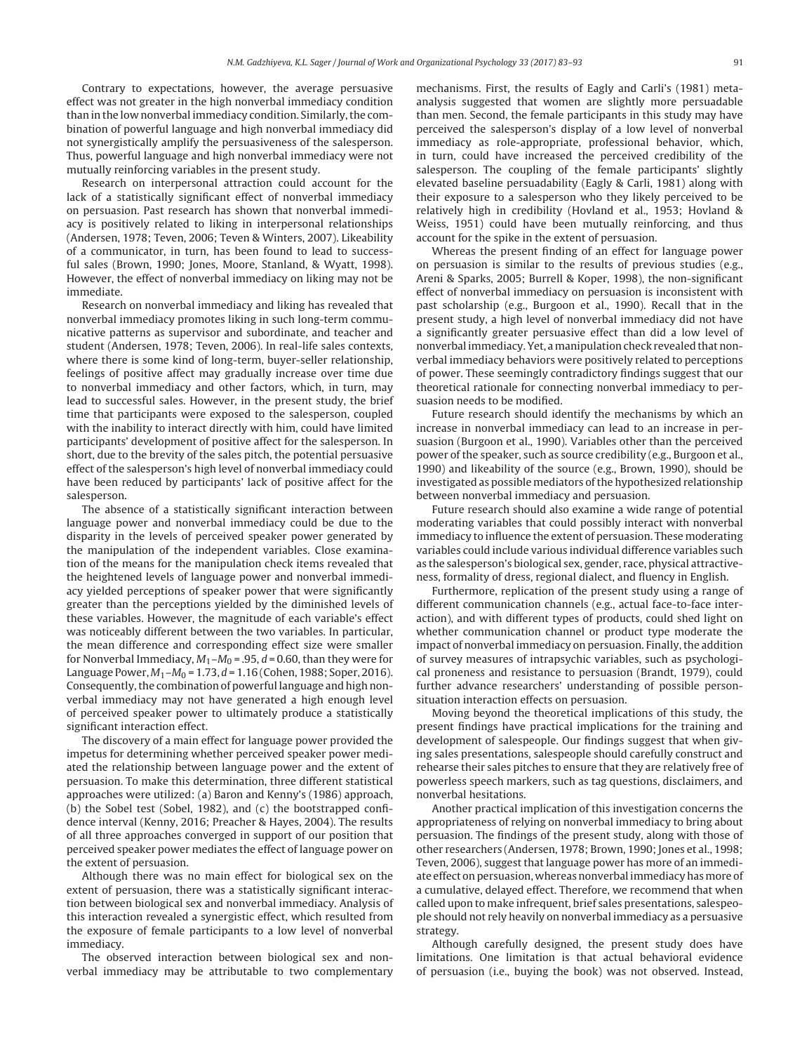Contrary to expectations, however, the average persuasive effect was not greater in the high nonverbal immediacy condition than in the low nonverbal immediacy condition. Similarly, the combination of powerful language and high nonverbal immediacy did not synergistically amplify the persuasiveness of the salesperson. Thus, powerful language and high nonverbal immediacy were not mutually reinforcing variables in the present study.

Research on interpersonal attraction could account for the lack of a statistically significant effect of nonverbal immediacy on persuasion. Past research has shown that nonverbal immediacy is positively related to liking in interpersonal relationships (Andersen, 1978; Teven, 2006; Teven & Winters, 2007). Likeability of a communicator, in turn, has been found to lead to successful sales (Brown, 1990; Jones, Moore, Stanland, & Wyatt, 1998). However, the effect of nonverbal immediacy on liking may not be immediate.

Research on nonverbal immediacy and liking has revealed that nonverbal immediacy promotes liking in such long-term communicative patterns as supervisor and subordinate, and teacher and student (Andersen, 1978; Teven, 2006). In real-life sales contexts, where there is some kind of long-term, buyer-seller relationship, feelings of positive affect may gradually increase over time due to nonverbal immediacy and other factors, which, in turn, may lead to successful sales. However, in the present study, the brief time that participants were exposed to the salesperson, coupled with the inability to interact directly with him, could have limited participants' development of positive affect for the salesperson. In short, due to the brevity of the sales pitch, the potential persuasive effect of the salesperson's high level of nonverbal immediacy could have been reduced by participants' lack of positive affect for the salesperson.

The absence of a statistically significant interaction between language power and nonverbal immediacy could be due to the disparity in the levels of perceived speaker power generated by the manipulation of the independent variables. Close examination of the means for the manipulation check items revealed that the heightened levels of language power and nonverbal immediacy yielded perceptions of speaker power that were significantly greater than the perceptions yielded by the diminished levels of these variables. However, the magnitude of each variable's effect was noticeably different between the two variables. In particular, the mean difference and corresponding effect size were smaller for Nonverbal Immediacy, $M_1$–$M_0$ = .95, $d$ = 0.60, than they were for Language Power, $M_1$–$M_0$ = 1.73, $d$ = 1.16 (Cohen, 1988; Soper, 2016). Consequently, the combination of powerful language and high nonverbal immediacy may not have generated a high enough level of perceived speaker power to ultimately produce a statistically significant interaction effect.

The discovery of a main effect for language power provided the impetus for determining whether perceived speaker power mediated the relationship between language power and the extent of persuasion. To make this determination, three different statistical approaches were utilized: (a) Baron and Kenny's (1986) approach, (b) the Sobel test (Sobel, 1982), and (c) the bootstrapped confidence interval (Kenny, 2016; Preacher & Hayes, 2004). The results of all three approaches converged in support of our position that perceived speaker power mediates the effect of language power on the extent of persuasion.

Although there was no main effect for biological sex on the extent of persuasion, there was a statistically significant interaction between biological sex and nonverbal immediacy. Analysis of this interaction revealed a synergistic effect, which resulted from the exposure of female participants to a low level of nonverbal immediacy.

The observed interaction between biological sex and nonverbal immediacy may be attributable to two complementary mechanisms. First, the results of Eagly and Carli's (1981) meta-analysis suggested that women are slightly more persuadable than men. Second, the female participants in this study may have perceived the salesperson's display of a low level of nonverbal immediacy as role-appropriate, professional behavior, which, in turn, could have increased the perceived credibility of the salesperson. The coupling of the female participants' slightly elevated baseline persuadability (Eagly & Carli, 1981) along with their exposure to a salesperson who they likely perceived to be relatively high in credibility (Hovland et al., 1953; Hovland & Weiss, 1951) could have been mutually reinforcing, and thus account for the spike in the extent of persuasion.

Whereas the present finding of an effect for language power on persuasion is similar to the results of previous studies (e.g., Areni & Sparks, 2005; Burrell & Koper, 1998), the non-significant effect of nonverbal immediacy on persuasion is inconsistent with past scholarship (e.g., Burgoon et al., 1990). Recall that in the present study, a high level of nonverbal immediacy did not have a significantly greater persuasive effect than did a low level of nonverbal immediacy. Yet, a manipulation check revealed that nonverbal immediacy behaviors were positively related to perceptions of power. These seemingly contradictory findings suggest that our theoretical rationale for connecting nonverbal immediacy to persuasion needs to be modified.

Future research should identify the mechanisms by which an increase in nonverbal immediacy can lead to an increase in persuasion (Burgoon et al., 1990). Variables other than the perceived power of the speaker, such as source credibility (e.g., Burgoon et al., 1990) and likeability of the source (e.g., Brown, 1990), should be investigated as possible mediators of the hypothesized relationship between nonverbal immediacy and persuasion.

Future research should also examine a wide range of potential moderating variables that could possibly interact with nonverbal immediacy to influence the extent of persuasion. These moderating variables could include various individual difference variables such as the salesperson's biological sex, gender, race, physical attractiveness, formality of dress, regional dialect, and fluency in English.

Furthermore, replication of the present study using a range of different communication channels (e.g., actual face-to-face interaction), and with different types of products, could shed light on whether communication channel or product type moderate the impact of nonverbal immediacy on persuasion. Finally, the addition of survey measures of intrapsychic variables, such as psychological proneness and resistance to persuasion (Brandt, 1979), could further advance researchers' understanding of possible person-situation interaction effects on persuasion.

Moving beyond the theoretical implications of this study, the present findings have practical implications for the training and development of salespeople. Our findings suggest that when giving sales presentations, salespeople should carefully construct and rehearse their sales pitches to ensure that they are relatively free of powerless speech markers, such as tag questions, disclaimers, and nonverbal hesitations.

Another practical implication of this investigation concerns the appropriateness of relying on nonverbal immediacy to bring about persuasion. The findings of the present study, along with those of other researchers (Andersen, 1978; Brown, 1990; Jones et al., 1998; Teven, 2006), suggest that language power has more of an immediate effect on persuasion, whereas nonverbal immediacy has more of a cumulative, delayed effect. Therefore, we recommend that when called upon to make infrequent, brief sales presentations, salespeople should not rely heavily on nonverbal immediacy as a persuasive strategy.

Although carefully designed, the present study does have limitations. One limitation is that actual behavioral evidence of persuasion (i.e., buying the book) was not observed. Instead,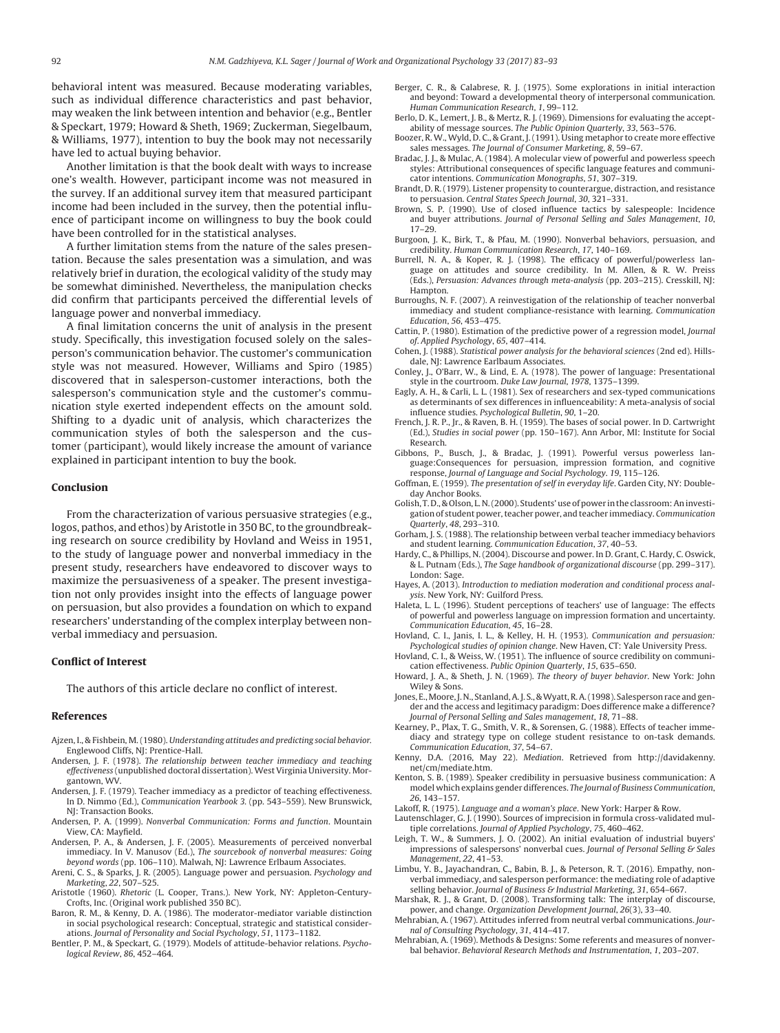behavioral intent was measured. Because moderating variables, such as individual difference characteristics and past behavior, may weaken the link between intention and behavior (e.g., Bentler & Speckart, 1979; Howard & Sheth, 1969; Zuckerman, Siegelbaum, & Williams, 1977), intention to buy the book may not necessarily have led to actual buying behavior.

Another limitation is that the book dealt with ways to increase one's wealth. However, participant income was not measured in the survey. If an additional survey item that measured participant income had been included in the survey, then the potential influence of participant income on willingness to buy the book could have been controlled for in the statistical analyses.

A further limitation stems from the nature of the sales presentation. Because the sales presentation was a simulation, and was relatively brief in duration, the ecological validity of the study may be somewhat diminished. Nevertheless, the manipulation checks did confirm that participants perceived the differential levels of language power and nonverbal immediacy.

A final limitation concerns the unit of analysis in the present study. Specifically, this investigation focused solely on the salesperson's communication behavior. The customer's communication style was not measured. However, Williams and Spiro (1985) discovered that in salesperson-customer interactions, both the salesperson's communication style and the customer's communication style exerted independent effects on the amount sold. Shifting to a dyadic unit of analysis, which characterizes the communication styles of both the salesperson and the customer (participant), would likely increase the amount of variance explained in participant intention to buy the book.

## Conclusion

From the characterization of various persuasive strategies (e.g., logos, pathos, and ethos) by Aristotle in 350 BC, to the groundbreaking research on source credibility by Hovland and Weiss in 1951, to the study of language power and nonverbal immediacy in the present study, researchers have endeavored to discover ways to maximize the persuasiveness of a speaker. The present investigation not only provides insight into the effects of language power on persuasion, but also provides a foundation on which to expand researchers' understanding of the complex interplay between nonverbal immediacy and persuasion.

## Conflict of Interest

The authors of this article declare no conflict of interest.

## References

Ajzen, I., & Fishbein, M. (1980). *Understanding attitudes and predicting social behavior*. Englewood Cliffs, NJ: Prentice-Hall.

Andersen, J. F. (1978). *The relationship between teacher immediacy and teaching effectiveness* (unpublished doctoral dissertation). West Virginia University. Morgantown, WV.

Andersen, J. F. (1979). Teacher immediacy as a predictor of teaching effectiveness. In D. Nimmo (Ed.), *Communication Yearbook 3*. (pp. 543–559). New Brunswick, NJ: Transaction Books.

Andersen, P. A. (1999). *Nonverbal Communication: Forms and function*. Mountain View, CA: Mayfield.

Andersen, P. A., & Andersen, J. F. (2005). Measurements of perceived nonverbal immediacy. In V. Manusov (Ed.), *The sourcebook of nonverbal measures: Going beyond words* (pp. 106–110). Malwah, NJ: Lawrence Erlbaum Associates.

Areni, C. S., & Sparks, J. R. (2005). Language power and persuasion. *Psychology and Marketing*, *22*, 507–525.

Aristotle (1960). *Rhetoric* (L. Cooper, Trans.). New York, NY: Appleton-Century-Crofts, Inc. (Original work published 350 BC).

Baron, R. M., & Kenny, D. A. (1986). The moderator-mediator variable distinction in social psychological research: Conceptual, strategic and statistical considerations. *Journal of Personality and Social Psychology*, *51*, 1173–1182.

Bentler, P. M., & Speckart, G. (1979). Models of attitude-behavior relations. *Psychological Review*, *86*, 452–464.

Berger, C. R., & Calabrese, R. J. (1975). Some explorations in initial interaction and beyond: Toward a developmental theory of interpersonal communication. *Human Communication Research*, *1*, 99–112.

Berlo, D. K., Lemert, J. B., & Mertz, R. J. (1969). Dimensions for evaluating the acceptability of message sources. *The Public Opinion Quarterly*, *33*, 563–576.

Boozer, R. W., Wyld, D. C., & Grant, J. (1991). Using metaphor to create more effective sales messages. *The Journal of Consumer Marketing*, *8*, 59–67.

Bradac, J. J., & Mulac, A. (1984). A molecular view of powerful and powerless speech styles: Attributional consequences of specific language features and communicator intentions. *Communication Monographs*, *51*, 307–319.

Brandt, D. R. (1979). Listener propensity to counterargue, distraction, and resistance to persuasion. *Central States Speech Journal*, *30*, 321–331.

Brown, S. P. (1990). Use of closed influence tactics by salespeople: Incidence and buyer attributions. *Journal of Personal Selling and Sales Management*, *10*, 17–29.

Burgoon, J. K., Birk, T., & Pfau, M. (1990). Nonverbal behaviors, persuasion, and credibility. *Human Communication Research*, *17*, 140–169.

Burrell, N. A., & Koper, R. J. (1998). The efficacy of powerful/powerless language on attitudes and source credibility. In M. Allen, & R. W. Preiss (Eds.), *Persuasion: Advances through meta-analysis* (pp. 203–215). Cresskill, NJ: Hampton.

Burroughs, N. F. (2007). A reinvestigation of the relationship of teacher nonverbal immediacy and student compliance-resistance with learning. *Communication Education*, *56*, 453–475.

Cattin, P. (1980). Estimation of the predictive power of a regression model, *Journal of. Applied Psychology*, *65*, 407–414.

Cohen, J. (1988). *Statistical power analysis for the behavioral sciences* (2nd ed). Hillsdale, NJ: Lawrence Earlbaum Associates.

Conley, J., O'Barr, W., & Lind, E. A. (1978). The power of language: Presentational style in the courtroom. *Duke Law Journal*, *1978*, 1375–1399.

Eagly, A. H., & Carli, L. L. (1981). Sex of researchers and sex-typed communications as determinants of sex differences in influenceability: A meta-analysis of social influence studies. *Psychological Bulletin*, *90*, 1–20.

French, J. R. P., Jr., & Raven, B. H. (1959). The bases of social power. In D. Cartwright (Ed.), *Studies in social power* (pp. 150–167). Ann Arbor, MI: Institute for Social Research.

Gibbons, P., Busch, J., & Bradac, J. (1991). Powerful versus powerless language:Consequences for persuasion, impression formation, and cognitive response, *Journal of Language and Social Psychology*. *19*, 115–126.

Goffman, E. (1959). *The presentation of self in everyday life*. Garden City, NY: Doubleday Anchor Books.

Golish, T. D., & Olson, L. N. (2000). Students' use of power in the classroom: An investigation of student power, teacher power, and teacher immediacy. *Communication Quarterly*, *48*, 293–310.

Gorham, J. S. (1988). The relationship between verbal teacher immediacy behaviors and student learning. *Communication Education*, *37*, 40–53.

Hardy, C., & Phillips, N. (2004). Discourse and power. In D. Grant, C. Hardy, C. Oswick, & L. Putnam (Eds.), *The Sage handbook of organizational discourse* (pp. 299–317). London: Sage.

Hayes, A. (2013). *Introduction to mediation moderation and conditional process analysis*. New York, NY: Guilford Press.

Haleta, L. L. (1996). Student perceptions of teachers' use of language: The effects of powerful and powerless language on impression formation and uncertainty. *Communication Education*, *45*, 16–28.

Hovland, C. I., Janis, I. L., & Kelley, H. H. (1953). *Communication and persuasion: Psychological studies of opinion change*. New Haven, CT: Yale University Press.

Hovland, C. I., & Weiss, W. (1951). The influence of source credibility on communication effectiveness. *Public Opinion Quarterly*, *15*, 635–650.

Howard, J. A., & Sheth, J. N. (1969). *The theory of buyer behavior*. New York: John Wiley & Sons.

Jones, E., Moore, J. N., Stanland, A. J. S., & Wyatt, R. A. (1998). Salesperson race and gender and the access and legitimacy paradigm: Does difference make a difference? *Journal of Personal Selling and Sales management*, *18*, 71–88.

Kearney, P., Plax, T. G., Smith, V. R., & Sorensen, G. (1988). Effects of teacher immediacy and strategy type on college student resistance to on-task demands. *Communication Education*, *37*, 54–67.

Kenny, D.A. (2016, May 22). *Mediation*. Retrieved from http://davidakenny.net/cm/mediate.htm.

Kenton, S. B. (1989). Speaker credibility in persuasive business communication: A model which explains gender differences. *The Journal of Business Communication*, *26*, 143–157.

Lakoff, R. (1975). *Language and a woman's place*. New York: Harper & Row.

Lautenschlager, G. J. (1990). Sources of imprecision in formula cross-validated multiple correlations. *Journal of Applied Psychology*, *75*, 460–462.

Leigh, T. W., & Summers, J. O. (2002). An initial evaluation of industrial buyers' impressions of salespersons' nonverbal cues. *Journal of Personal Selling & Sales Management*, *22*, 41–53.

Limbu, Y. B., Jayachandran, C., Babin, B. J., & Peterson, R. T. (2016). Empathy, nonverbal immediacy, and salesperson performance: the mediating role of adaptive selling behavior. *Journal of Business & Industrial Marketing*, *31*, 654–667.

Marshak, R. J., & Grant, D. (2008). Transforming talk: The interplay of discourse, power, and change. *Organization Development Journal*, *26*(3), 33–40.

Mehrabian, A. (1967). Attitudes inferred from neutral verbal communications. *Journal of Consulting Psychology*, *31*, 414–417.

Mehrabian, A. (1969). Methods & Designs: Some referents and measures of nonverbal behavior. *Behavioral Research Methods and Instrumentation*, *1*, 203–207.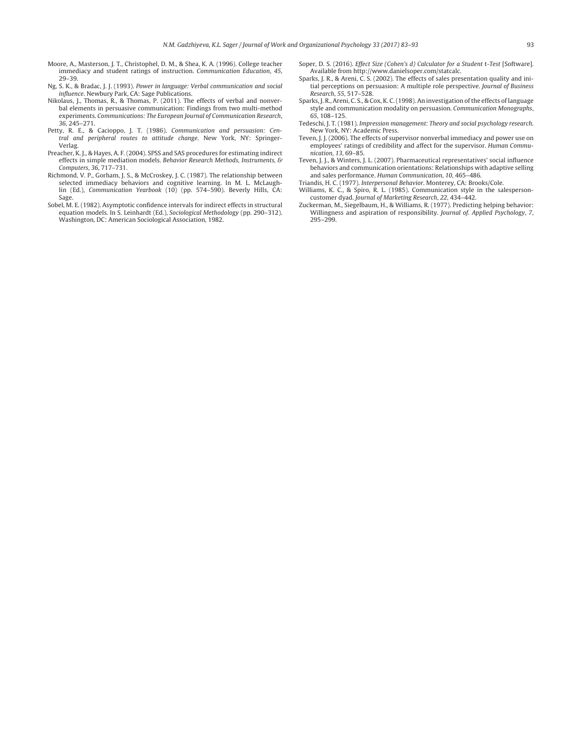Moore, A., Masterson, J. T., Christophel, D. M., & Shea, K. A. (1996). College teacher immediacy and student ratings of instruction. *Communication Education*, *45*, 29–39.

Ng, S. K., & Bradac, J. J. (1993). *Power in language: Verbal communication and social influence*. Newbury Park, CA: Sage Publications.

Nikolaus, J., Thomas, R., & Thomas, P. (2011). The effects of verbal and nonverbal elements in persuasive communication: Findings from two multi-method experiments. *Communications: The European Journal of Communication Research*, *36*, 245–271.

Petty, R. E., & Cacioppo, J. T. (1986). *Communication and persuasion: Central and peripheral routes to attitude change*. New York, NY: Springer-Verlag.

Preacher, K. J., & Hayes, A. F. (2004). SPSS and SAS procedures for estimating indirect effects in simple mediation models. *Behavior Research Methods, Instruments, & Computers*, *36*, 717–731.

Richmond, V. P., Gorham, J. S., & McCroskey, J. C. (1987). The relationship between selected immediacy behaviors and cognitive learning. In M. L. McLaughlin (Ed.), *Communication Yearbook* (10) (pp. 574–590). Beverly Hills, CA: Sage.

Sobel, M. E. (1982). Asymptotic confidence intervals for indirect effects in structural equation models. In S. Leinhardt (Ed.), *Sociological Methodology* (pp. 290–312). Washington, DC: American Sociological Association, 1982.

Soper, D. S. (2016). *Effect Size (Cohen's d) Calculator for a Student t-Test* [Software]. Available from http://www.danielsoper.com/statcalc.

Sparks, J. R., & Areni, C. S. (2002). The effects of sales presentation quality and initial perceptions on persuasion: A multiple role perspective. *Journal of Business Research*, *55*, 517–528.

Sparks, J. R., Areni, C. S., & Cox, K. C. (1998). An investigation of the effects of language style and communication modality on persuasion. *Communication Monographs*, *65*, 108–125.

Tedeschi, J. T. (1981). *Impression management: Theory and social psychology research*. New York, NY: Academic Press.

Teven, J. J. (2006). The effects of supervisor nonverbal immediacy and power use on employees' ratings of credibility and affect for the supervisor. *Human Communication*, *13*, 69–85.

Teven, J. J., & Winters, J. L. (2007). Pharmaceutical representatives' social influence behaviors and communication orientations: Relationships with adaptive selling and sales performance. *Human Communication*, *10*, 465–486.

Triandis, H. C. (1977). *Interpersonal Behavior*. Monterey, CA: Brooks/Cole.

Williams, K. C., & Spiro, R. L. (1985). Communication style in the salesperson-customer dyad. *Journal of Marketing Research*, *22*, 434–442.

Zuckerman, M., Siegelbaum, H., & Williams, R. (1977). Predicting helping behavior: Willingness and aspiration of responsibility. *Journal of. Applied Psychology*, *7*, 295–299.